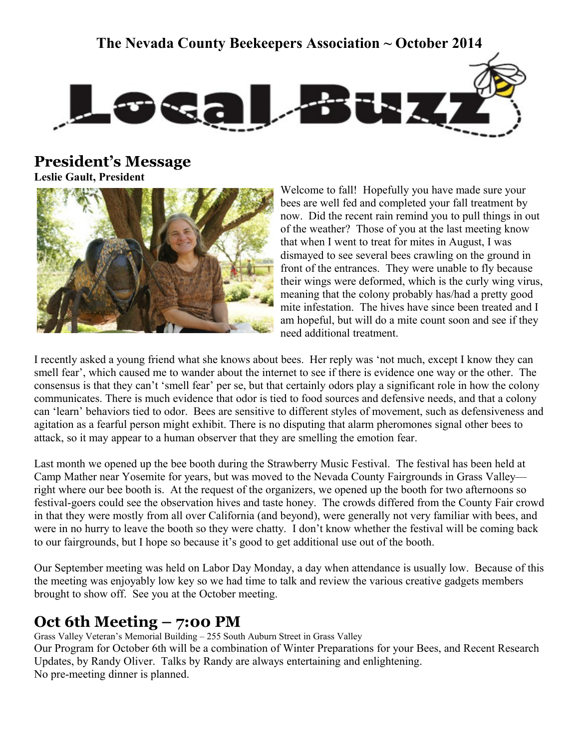The Nevada County Beekeepers Association ~ October 2014

# Local Buzz

## President's Message

**Leslie Gault, President**

Welcome to fall! Hopefully you have made sure your bees are well fed and completed your fall treatment by now. Did the recent rain remind you to pull things in out of the weather? Those of you at the last meeting know that when I went to treat for mites in August, I was dismayed to see several bees crawling on the ground in front of the entrances. They were unable to fly because their wings were deformed, which is the curly wing virus, meaning that the colony probably has/had a pretty good mite infestation. The hives have since been treated and I am hopeful, but will do a mite count soon and see if they need additional treatment.

I recently asked a young friend what she knows about bees. Her reply was 'not much, except I know they can smell fear', which caused me to wander about the internet to see if there is evidence one way or the other. The consensus is that they can't 'smell fear' per se, but that certainly odors play a significant role in how the colony communicates. There is much evidence that odor is tied to food sources and defensive needs, and that a colony can 'learn' behaviors tied to odor. Bees are sensitive to different styles of movement, such as defensiveness and agitation as a fearful person might exhibit. There is no disputing that alarm pheromones signal other bees to attack, so it may appear to a human observer that they are smelling the emotion fear.

Last month we opened up the bee booth during the Strawberry Music Festival. The festival has been held at Camp Mather near Yosemite for years, but was moved to the Nevada County Fairgrounds in Grass Valley—right where our bee booth is. At the request of the organizers, we opened up the booth for two afternoons so festival-goers could see the observation hives and taste honey. The crowds differed from the County Fair crowd in that they were mostly from all over California (and beyond), were generally not very familiar with bees, and were in no hurry to leave the booth so they were chatty. I don't know whether the festival will be coming back to our fairgrounds, but I hope so because it's good to get additional use out of the booth.

Our September meeting was held on Labor Day Monday, a day when attendance is usually low. Because of this the meeting was enjoyably low key so we had time to talk and review the various creative gadgets members brought to show off. See you at the October meeting.

## Oct 6th Meeting – 7:00 PM

Grass Valley Veteran's Memorial Building – 255 South Auburn Street in Grass Valley

Our Program for October 6th will be a combination of Winter Preparations for your Bees, and Recent Research Updates, by Randy Oliver. Talks by Randy are always entertaining and enlightening.

No pre-meeting dinner is planned.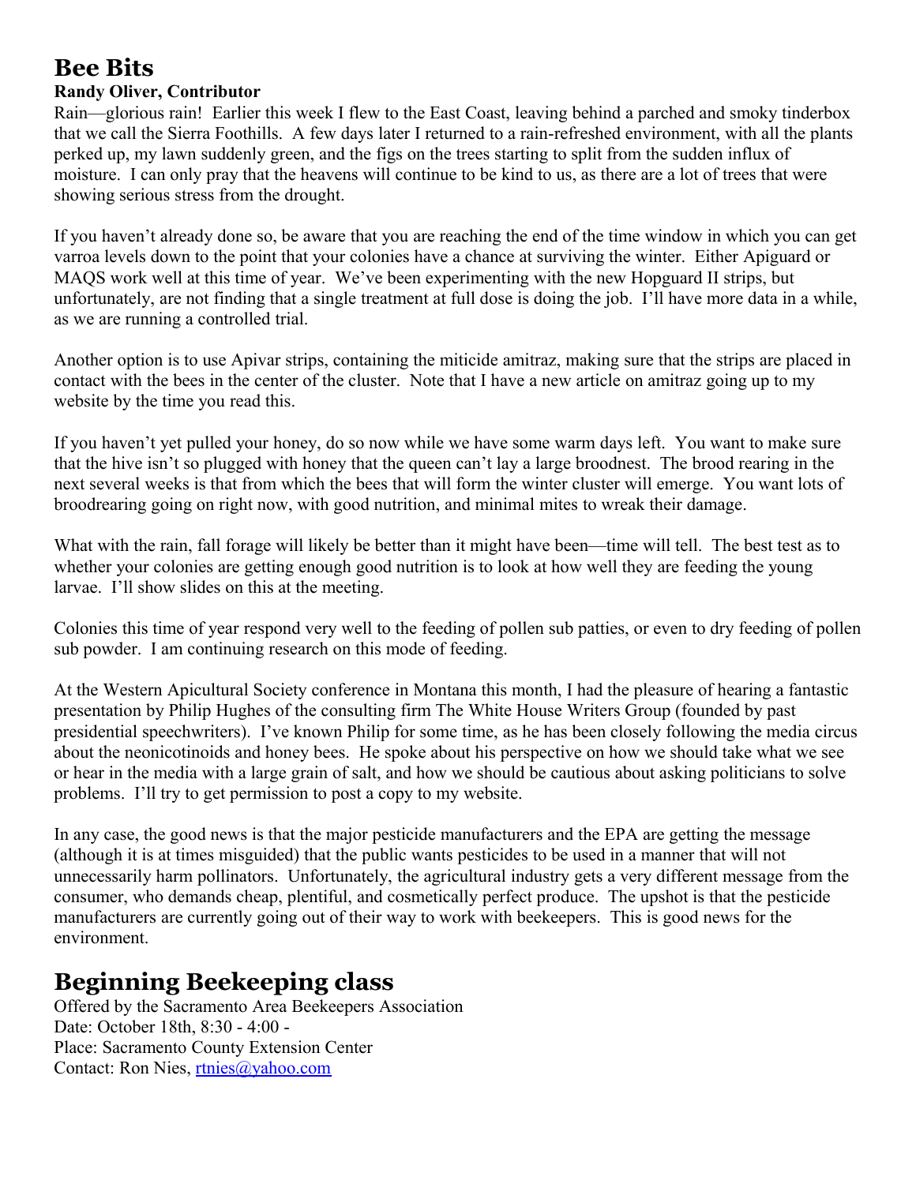## Bee Bits

**Randy Oliver, Contributor**

Rain—glorious rain! Earlier this week I flew to the East Coast, leaving behind a parched and smoky tinderbox that we call the Sierra Foothills. A few days later I returned to a rain-refreshed environment, with all the plants perked up, my lawn suddenly green, and the figs on the trees starting to split from the sudden influx of moisture. I can only pray that the heavens will continue to be kind to us, as there are a lot of trees that were showing serious stress from the drought.

If you haven't already done so, be aware that you are reaching the end of the time window in which you can get varroa levels down to the point that your colonies have a chance at surviving the winter. Either Apiguard or MAQS work well at this time of year. We've been experimenting with the new Hopguard II strips, but unfortunately, are not finding that a single treatment at full dose is doing the job. I'll have more data in a while, as we are running a controlled trial.

Another option is to use Apivar strips, containing the miticide amitraz, making sure that the strips are placed in contact with the bees in the center of the cluster. Note that I have a new article on amitraz going up to my website by the time you read this.

If you haven't yet pulled your honey, do so now while we have some warm days left. You want to make sure that the hive isn't so plugged with honey that the queen can't lay a large broodnest. The brood rearing in the next several weeks is that from which the bees that will form the winter cluster will emerge. You want lots of broodrearing going on right now, with good nutrition, and minimal mites to wreak their damage.

What with the rain, fall forage will likely be better than it might have been—time will tell. The best test as to whether your colonies are getting enough good nutrition is to look at how well they are feeding the young larvae. I'll show slides on this at the meeting.

Colonies this time of year respond very well to the feeding of pollen sub patties, or even to dry feeding of pollen sub powder. I am continuing research on this mode of feeding.

At the Western Apicultural Society conference in Montana this month, I had the pleasure of hearing a fantastic presentation by Philip Hughes of the consulting firm The White House Writers Group (founded by past presidential speechwriters). I've known Philip for some time, as he has been closely following the media circus about the neonicotinoids and honey bees. He spoke about his perspective on how we should take what we see or hear in the media with a large grain of salt, and how we should be cautious about asking politicians to solve problems. I'll try to get permission to post a copy to my website.

In any case, the good news is that the major pesticide manufacturers and the EPA are getting the message (although it is at times misguided) that the public wants pesticides to be used in a manner that will not unnecessarily harm pollinators. Unfortunately, the agricultural industry gets a very different message from the consumer, who demands cheap, plentiful, and cosmetically perfect produce. The upshot is that the pesticide manufacturers are currently going out of their way to work with beekeepers. This is good news for the environment.

## Beginning Beekeeping class

Offered by the Sacramento Area Beekeepers Association
Date: October 18th, 8:30 - 4:00 -
Place: Sacramento County Extension Center
Contact: Ron Nies, rtnies@yahoo.com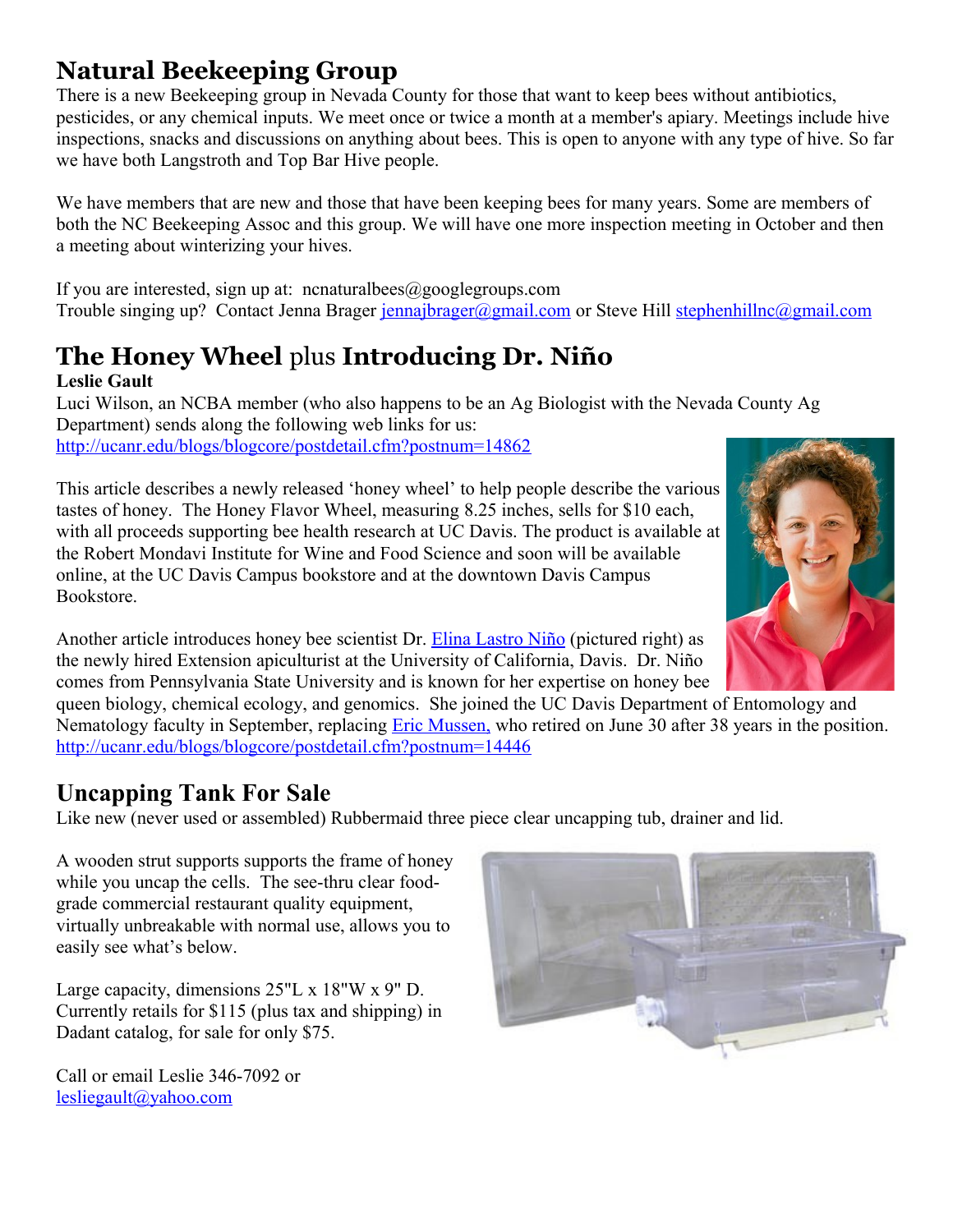## Natural Beekeeping Group

There is a new Beekeeping group in Nevada County for those that want to keep bees without antibiotics, pesticides, or any chemical inputs. We meet once or twice a month at a member's apiary. Meetings include hive inspections, snacks and discussions on anything about bees. This is open to anyone with any type of hive. So far we have both Langstroth and Top Bar Hive people.

We have members that are new and those that have been keeping bees for many years. Some are members of both the NC Beekeeping Assoc and this group. We will have one more inspection meeting in October and then a meeting about winterizing your hives.

If you are interested, sign up at: ncnaturalbees@googlegroups.com
Trouble singing up? Contact Jenna Brager jennajbrager@gmail.com or Steve Hill stephenhillnc@gmail.com

## The Honey Wheel plus Introducing Dr. Niño

**Leslie Gault**

Luci Wilson, an NCBA member (who also happens to be an Ag Biologist with the Nevada County Ag Department) sends along the following web links for us:
http://ucanr.edu/blogs/blogcore/postdetail.cfm?postnum=14862

This article describes a newly released 'honey wheel' to help people describe the various tastes of honey. The Honey Flavor Wheel, measuring 8.25 inches, sells for $10 each, with all proceeds supporting bee health research at UC Davis. The product is available at the Robert Mondavi Institute for Wine and Food Science and soon will be available online, at the UC Davis Campus bookstore and at the downtown Davis Campus Bookstore.

Another article introduces honey bee scientist Dr. Elina Lastro Niño (pictured right) as the newly hired Extension apiculturist at the University of California, Davis. Dr. Niño comes from Pennsylvania State University and is known for her expertise on honey bee queen biology, chemical ecology, and genomics. She joined the UC Davis Department of Entomology and Nematology faculty in September, replacing Eric Mussen, who retired on June 30 after 38 years in the position.
http://ucanr.edu/blogs/blogcore/postdetail.cfm?postnum=14446

## Uncapping Tank For Sale

Like new (never used or assembled) Rubbermaid three piece clear uncapping tub, drainer and lid.

A wooden strut supports supports the frame of honey while you uncap the cells. The see-thru clear food-grade commercial restaurant quality equipment, virtually unbreakable with normal use, allows you to easily see what's below.

Large capacity, dimensions 25"L x 18"W x 9" D. Currently retails for $115 (plus tax and shipping) in Dadant catalog, for sale for only $75.

Call or email Leslie 346-7092 or lesliegault@yahoo.com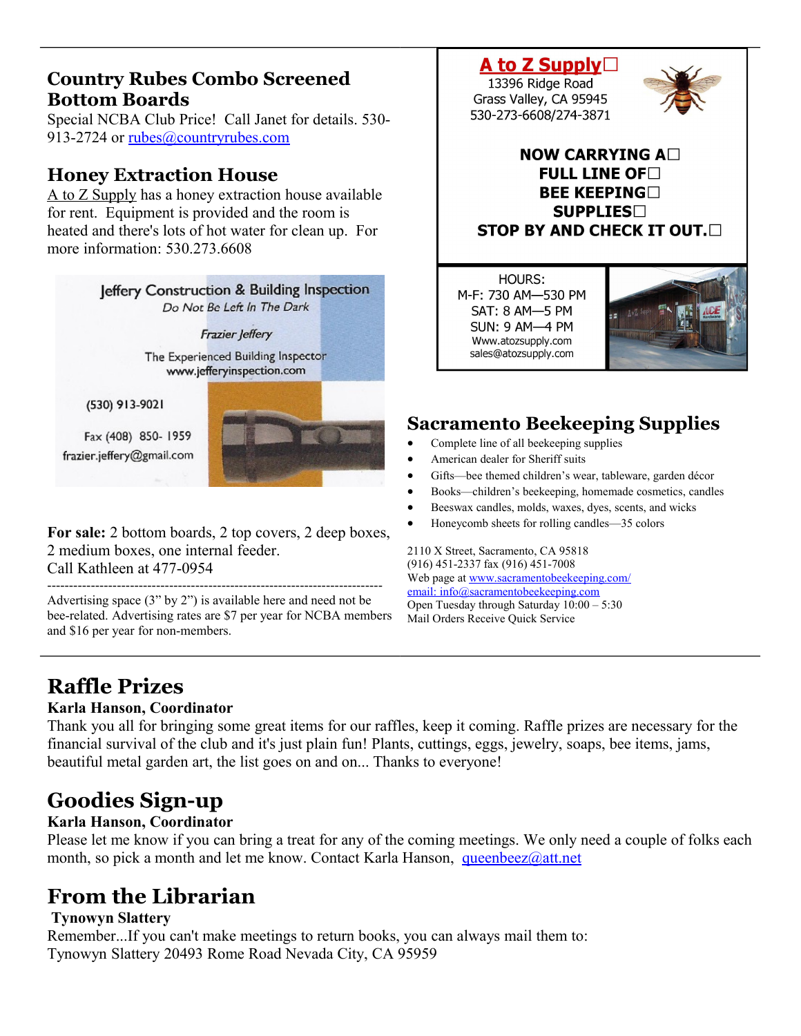## Country Rubes Combo Screened Bottom Boards

Special NCBA Club Price! Call Janet for details. 530-913-2724 or rubes@countryrubes.com

## Honey Extraction House

A to Z Supply has a honey extraction house available for rent. Equipment is provided and the room is heated and there's lots of hot water for clean up. For more information: 530.273.6608

Jeffery Construction & Building Inspection
*Do Not Be Left In The Dark*

*Frazier Jeffery*

The Experienced Building Inspector
www.jefferyinspection.com

(530) 913-9021

Fax (408) 850- 1959
frazier.jeffery@gmail.com

**For sale:** 2 bottom boards, 2 top covers, 2 deep boxes, 2 medium boxes, one internal feeder.
Call Kathleen at 477-0954

---

Advertising space (3" by 2") is available here and need not be bee-related. Advertising rates are $7 per year for NCBA members and $16 per year for non-members.

**A to Z Supply**
13396 Ridge Road
Grass Valley, CA 95945
530-273-6608/274-3871

**NOW CARRYING A FULL LINE OF BEE KEEPING SUPPLIES**
**STOP BY AND CHECK IT OUT.**

HOURS:
M-F: 730 AM—530 PM
SAT: 8 AM—5 PM
SUN: 9 AM—4 PM
Www.atozsupply.com
sales@atozsupply.com

## Sacramento Beekeeping Supplies

- Complete line of all beekeeping supplies
- American dealer for Sheriff suits
- Gifts—bee themed children's wear, tableware, garden décor
- Books—children's beekeeping, homemade cosmetics, candles
- Beeswax candles, molds, waxes, dyes, scents, and wicks
- Honeycomb sheets for rolling candles—35 colors

2110 X Street, Sacramento, CA 95818
(916) 451-2337 fax (916) 451-7008
Web page at www.sacramentobeekeeping.com/
email: info@sacramentobeekeeping.com
Open Tuesday through Saturday 10:00 – 5:30
Mail Orders Receive Quick Service

---

## Raffle Prizes

**Karla Hanson, Coordinator**

Thank you all for bringing some great items for our raffles, keep it coming. Raffle prizes are necessary for the financial survival of the club and it's just plain fun! Plants, cuttings, eggs, jewelry, soaps, bee items, jams, beautiful metal garden art, the list goes on and on... Thanks to everyone!

## Goodies Sign-up

**Karla Hanson, Coordinator**

Please let me know if you can bring a treat for any of the coming meetings. We only need a couple of folks each month, so pick a month and let me know. Contact Karla Hanson, queenbeez@att.net

## From the Librarian

**Tynowyn Slattery**

Remember...If you can't make meetings to return books, you can always mail them to:
Tynowyn Slattery 20493 Rome Road Nevada City, CA 95959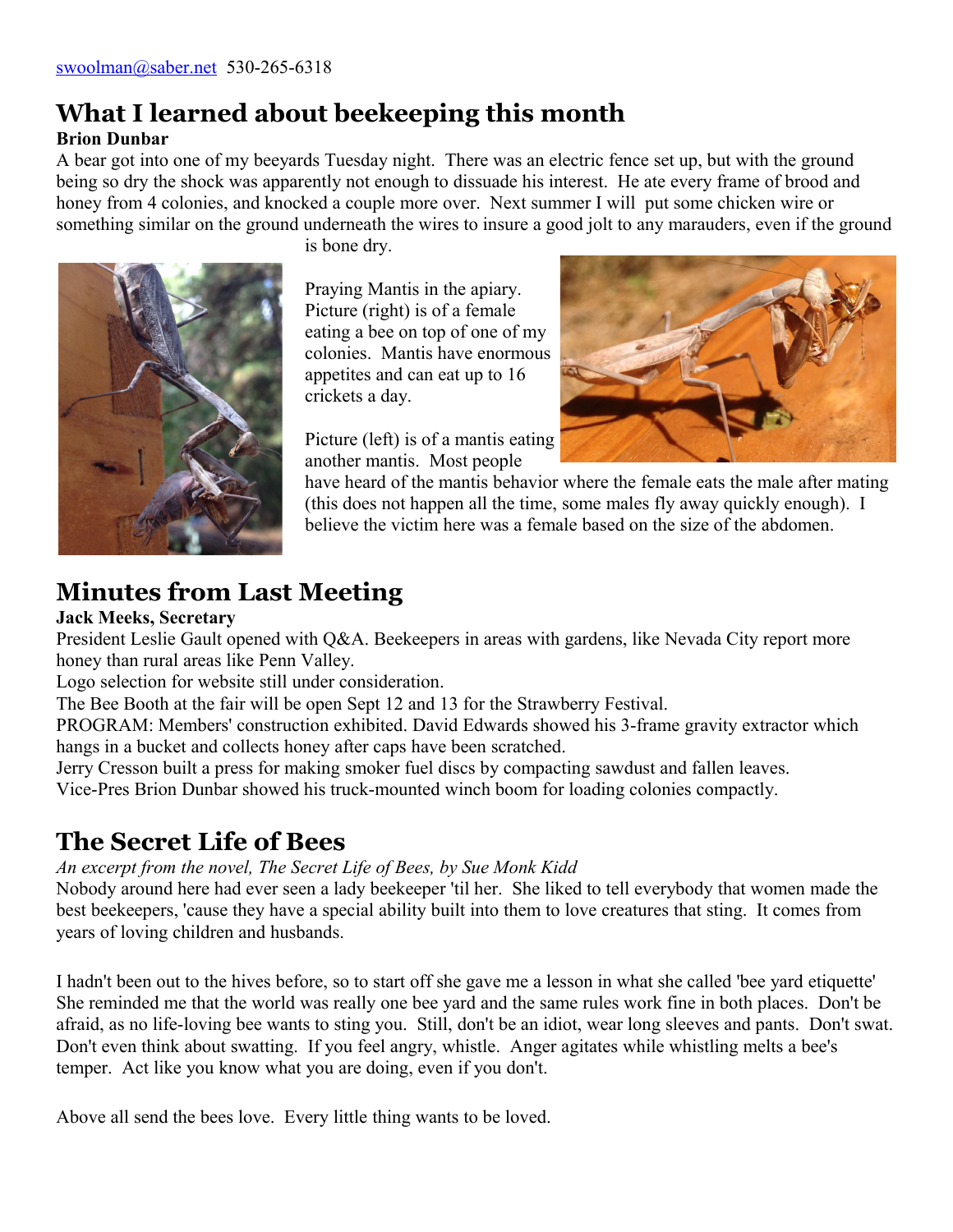swoolman@saber.net 530-265-6318

## What I learned about beekeeping this month

**Brion Dunbar**

A bear got into one of my beeyards Tuesday night. There was an electric fence set up, but with the ground being so dry the shock was apparently not enough to dissuade his interest. He ate every frame of brood and honey from 4 colonies, and knocked a couple more over. Next summer I will put some chicken wire or something similar on the ground underneath the wires to insure a good jolt to any marauders, even if the ground is bone dry.

Praying Mantis in the apiary. Picture (right) is of a female eating a bee on top of one of my colonies. Mantis have enormous appetites and can eat up to 16 crickets a day.

Picture (left) is of a mantis eating another mantis. Most people have heard of the mantis behavior where the female eats the male after mating (this does not happen all the time, some males fly away quickly enough). I believe the victim here was a female based on the size of the abdomen.

## Minutes from Last Meeting

**Jack Meeks, Secretary**

President Leslie Gault opened with Q&A. Beekeepers in areas with gardens, like Nevada City report more honey than rural areas like Penn Valley.

Logo selection for website still under consideration.

The Bee Booth at the fair will be open Sept 12 and 13 for the Strawberry Festival.

PROGRAM: Members' construction exhibited. David Edwards showed his 3-frame gravity extractor which hangs in a bucket and collects honey after caps have been scratched.

Jerry Cresson built a press for making smoker fuel discs by compacting sawdust and fallen leaves.

Vice-Pres Brion Dunbar showed his truck-mounted winch boom for loading colonies compactly.

## The Secret Life of Bees

*An excerpt from the novel, The Secret Life of Bees, by Sue Monk Kidd*

Nobody around here had ever seen a lady beekeeper 'til her. She liked to tell everybody that women made the best beekeepers, 'cause they have a special ability built into them to love creatures that sting. It comes from years of loving children and husbands.

I hadn't been out to the hives before, so to start off she gave me a lesson in what she called 'bee yard etiquette' She reminded me that the world was really one bee yard and the same rules work fine in both places. Don't be afraid, as no life-loving bee wants to sting you. Still, don't be an idiot, wear long sleeves and pants. Don't swat. Don't even think about swatting. If you feel angry, whistle. Anger agitates while whistling melts a bee's temper. Act like you know what you are doing, even if you don't.

Above all send the bees love. Every little thing wants to be loved.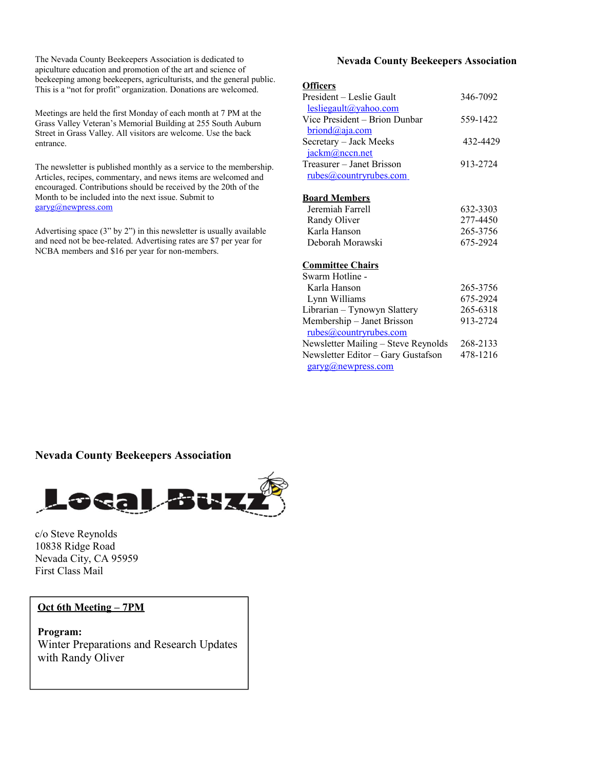The Nevada County Beekeepers Association is dedicated to apiculture education and promotion of the art and science of beekeeping among beekeepers, agriculturists, and the general public. This is a "not for profit" organization. Donations are welcomed.

Meetings are held the first Monday of each month at 7 PM at the Grass Valley Veteran's Memorial Building at 255 South Auburn Street in Grass Valley. All visitors are welcome. Use the back entrance.

The newsletter is published monthly as a service to the membership. Articles, recipes, commentary, and news items are welcomed and encouraged. Contributions should be received by the 20th of the Month to be included into the next issue. Submit to garyg@newpress.com

Advertising space (3" by 2") in this newsletter is usually available and need not be bee-related. Advertising rates are $7 per year for NCBA members and $16 per year for non-members.

## Nevada County Beekeepers Association

**Officers**

President – Leslie Gault 346-7092
lesliegault@yahoo.com
Vice President – Brion Dunbar 559-1422
briond@aja.com
Secretary – Jack Meeks 432-4429
jackm@nccn.net
Treasurer – Janet Brisson 913-2724
rubes@countryrubes.com

**Board Members**

Jeremiah Farrell 632-3303
Randy Oliver 277-4450
Karla Hanson 265-3756
Deborah Morawski 675-2924

**Committee Chairs**

Swarm Hotline -
Karla Hanson 265-3756
Lynn Williams 675-2924
Librarian – Tynowyn Slattery 265-6318
Membership – Janet Brisson 913-2724
rubes@countryrubes.com
Newsletter Mailing – Steve Reynolds 268-2133
Newsletter Editor – Gary Gustafson 478-1216
garyg@newpress.com

**Nevada County Beekeepers Association**

Local Buzz

c/o Steve Reynolds
10838 Ridge Road
Nevada City, CA 95959
First Class Mail

**Oct 6th Meeting – 7PM**

**Program:**
Winter Preparations and Research Updates with Randy Oliver